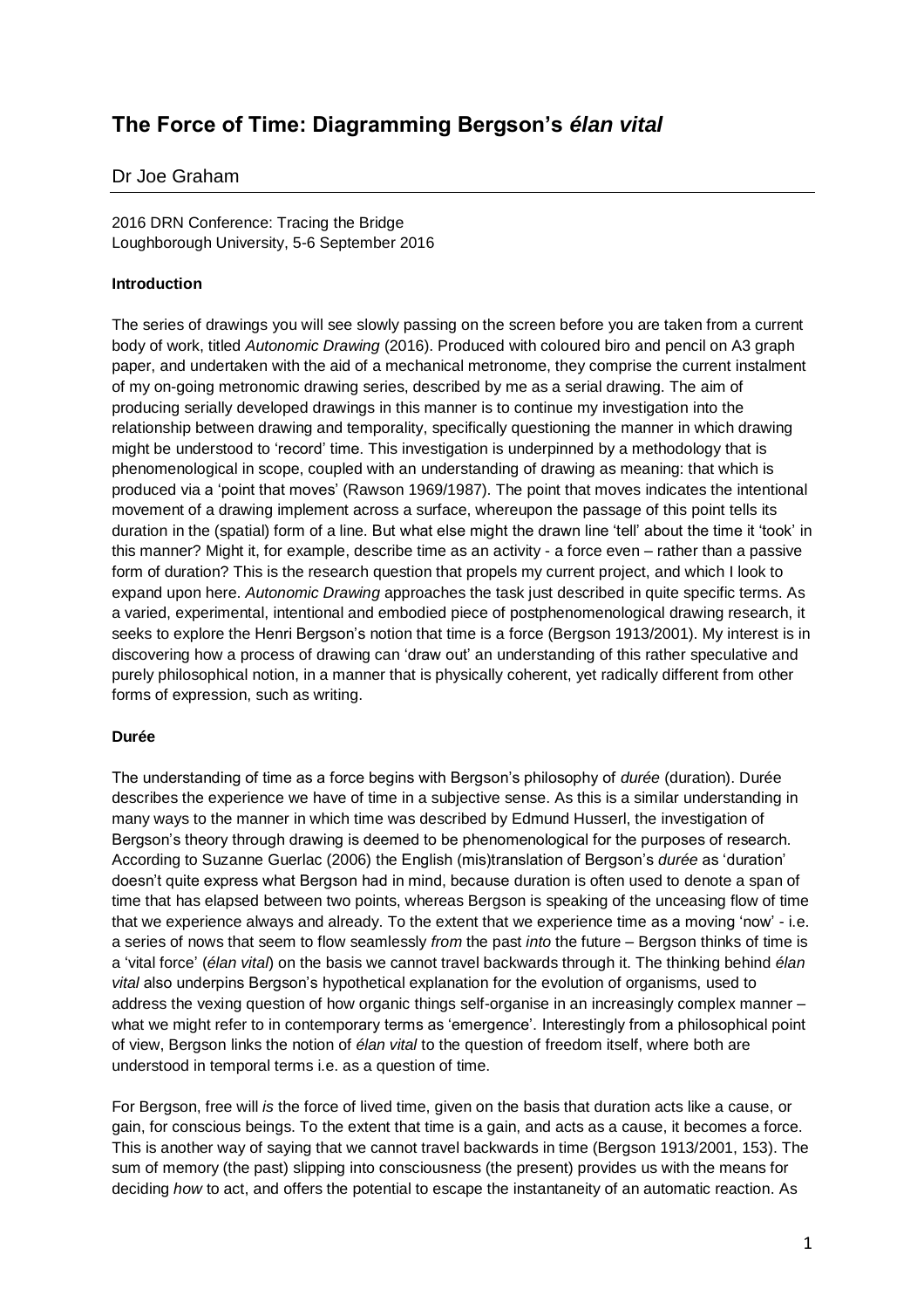# The Force of Time: Diagramming Bergson's *élan vital*

Dr Joe Graham

2016 DRN Conference: Tracing the Bridge
Loughborough University, 5-6 September 2016

**Introduction**

The series of drawings you will see slowly passing on the screen before you are taken from a current body of work, titled *Autonomic Drawing* (2016). Produced with coloured biro and pencil on A3 graph paper, and undertaken with the aid of a mechanical metronome, they comprise the current instalment of my on-going metronomic drawing series, described by me as a serial drawing. The aim of producing serially developed drawings in this manner is to continue my investigation into the relationship between drawing and temporality, specifically questioning the manner in which drawing might be understood to 'record' time. This investigation is underpinned by a methodology that is phenomenological in scope, coupled with an understanding of drawing as meaning: that which is produced via a 'point that moves' (Rawson 1969/1987). The point that moves indicates the intentional movement of a drawing implement across a surface, whereupon the passage of this point tells its duration in the (spatial) form of a line. But what else might the drawn line 'tell' about the time it 'took' in this manner? Might it, for example, describe time as an activity - a force even – rather than a passive form of duration? This is the research question that propels my current project, and which I look to expand upon here. *Autonomic Drawing* approaches the task just described in quite specific terms. As a varied, experimental, intentional and embodied piece of postphenomenological drawing research, it seeks to explore the Henri Bergson's notion that time is a force (Bergson 1913/2001). My interest is in discovering how a process of drawing can 'draw out' an understanding of this rather speculative and purely philosophical notion, in a manner that is physically coherent, yet radically different from other forms of expression, such as writing.

**Durée**

The understanding of time as a force begins with Bergson's philosophy of *durée* (duration). Durée describes the experience we have of time in a subjective sense. As this is a similar understanding in many ways to the manner in which time was described by Edmund Husserl, the investigation of Bergson's theory through drawing is deemed to be phenomenological for the purposes of research. According to Suzanne Guerlac (2006) the English (mis)translation of Bergson's *durée* as 'duration' doesn't quite express what Bergson had in mind, because duration is often used to denote a span of time that has elapsed between two points, whereas Bergson is speaking of the unceasing flow of time that we experience always and already. To the extent that we experience time as a moving 'now' - i.e. a series of nows that seem to flow seamlessly *from* the past *into* the future – Bergson thinks of time is a 'vital force' (*élan vital*) on the basis we cannot travel backwards through it. The thinking behind *élan vital* also underpins Bergson's hypothetical explanation for the evolution of organisms, used to address the vexing question of how organic things self-organise in an increasingly complex manner – what we might refer to in contemporary terms as 'emergence'. Interestingly from a philosophical point of view, Bergson links the notion of *élan vital* to the question of freedom itself, where both are understood in temporal terms i.e. as a question of time.

For Bergson, free will *is* the force of lived time, given on the basis that duration acts like a cause, or gain, for conscious beings. To the extent that time is a gain, and acts as a cause, it becomes a force. This is another way of saying that we cannot travel backwards in time (Bergson 1913/2001, 153). The sum of memory (the past) slipping into consciousness (the present) provides us with the means for deciding *how* to act, and offers the potential to escape the instantaneity of an automatic reaction. As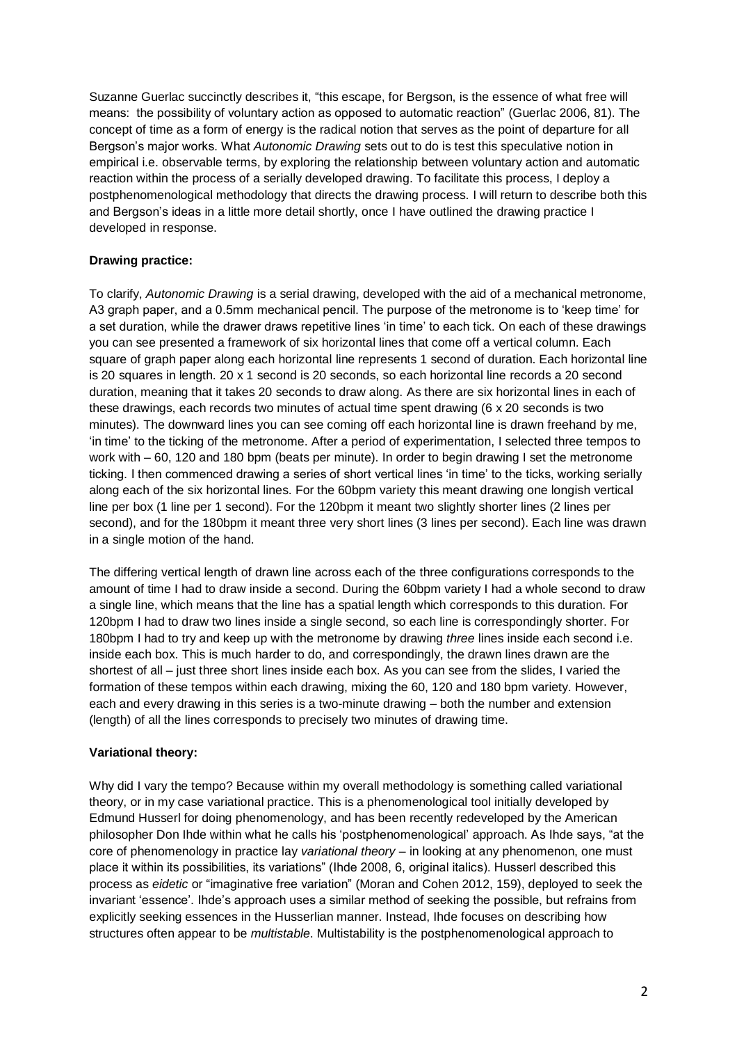Suzanne Guerlac succinctly describes it, "this escape, for Bergson, is the essence of what free will means: the possibility of voluntary action as opposed to automatic reaction" (Guerlac 2006, 81). The concept of time as a form of energy is the radical notion that serves as the point of departure for all Bergson's major works. What *Autonomic Drawing* sets out to do is test this speculative notion in empirical i.e. observable terms, by exploring the relationship between voluntary action and automatic reaction within the process of a serially developed drawing. To facilitate this process, I deploy a postphenomenological methodology that directs the drawing process. I will return to describe both this and Bergson's ideas in a little more detail shortly, once I have outlined the drawing practice I developed in response.

**Drawing practice:**

To clarify, *Autonomic Drawing* is a serial drawing, developed with the aid of a mechanical metronome, A3 graph paper, and a 0.5mm mechanical pencil. The purpose of the metronome is to 'keep time' for a set duration, while the drawer draws repetitive lines 'in time' to each tick. On each of these drawings you can see presented a framework of six horizontal lines that come off a vertical column. Each square of graph paper along each horizontal line represents 1 second of duration. Each horizontal line is 20 squares in length. 20 x 1 second is 20 seconds, so each horizontal line records a 20 second duration, meaning that it takes 20 seconds to draw along. As there are six horizontal lines in each of these drawings, each records two minutes of actual time spent drawing (6 x 20 seconds is two minutes). The downward lines you can see coming off each horizontal line is drawn freehand by me, 'in time' to the ticking of the metronome. After a period of experimentation, I selected three tempos to work with – 60, 120 and 180 bpm (beats per minute). In order to begin drawing I set the metronome ticking. I then commenced drawing a series of short vertical lines 'in time' to the ticks, working serially along each of the six horizontal lines. For the 60bpm variety this meant drawing one longish vertical line per box (1 line per 1 second). For the 120bpm it meant two slightly shorter lines (2 lines per second), and for the 180bpm it meant three very short lines (3 lines per second). Each line was drawn in a single motion of the hand.

The differing vertical length of drawn line across each of the three configurations corresponds to the amount of time I had to draw inside a second. During the 60bpm variety I had a whole second to draw a single line, which means that the line has a spatial length which corresponds to this duration. For 120bpm I had to draw two lines inside a single second, so each line is correspondingly shorter. For 180bpm I had to try and keep up with the metronome by drawing *three* lines inside each second i.e. inside each box. This is much harder to do, and correspondingly, the drawn lines drawn are the shortest of all – just three short lines inside each box. As you can see from the slides, I varied the formation of these tempos within each drawing, mixing the 60, 120 and 180 bpm variety. However, each and every drawing in this series is a two-minute drawing – both the number and extension (length) of all the lines corresponds to precisely two minutes of drawing time.

**Variational theory:**

Why did I vary the tempo? Because within my overall methodology is something called variational theory, or in my case variational practice. This is a phenomenological tool initially developed by Edmund Husserl for doing phenomenology, and has been recently redeveloped by the American philosopher Don Ihde within what he calls his 'postphenomenological' approach. As Ihde says, "at the core of phenomenology in practice lay *variational theory* – in looking at any phenomenon, one must place it within its possibilities, its variations" (Ihde 2008, 6, original italics). Husserl described this process as *eidetic* or "imaginative free variation" (Moran and Cohen 2012, 159), deployed to seek the invariant 'essence'. Ihde's approach uses a similar method of seeking the possible, but refrains from explicitly seeking essences in the Husserlian manner. Instead, Ihde focuses on describing how structures often appear to be *multistable*. Multistability is the postphenomenological approach to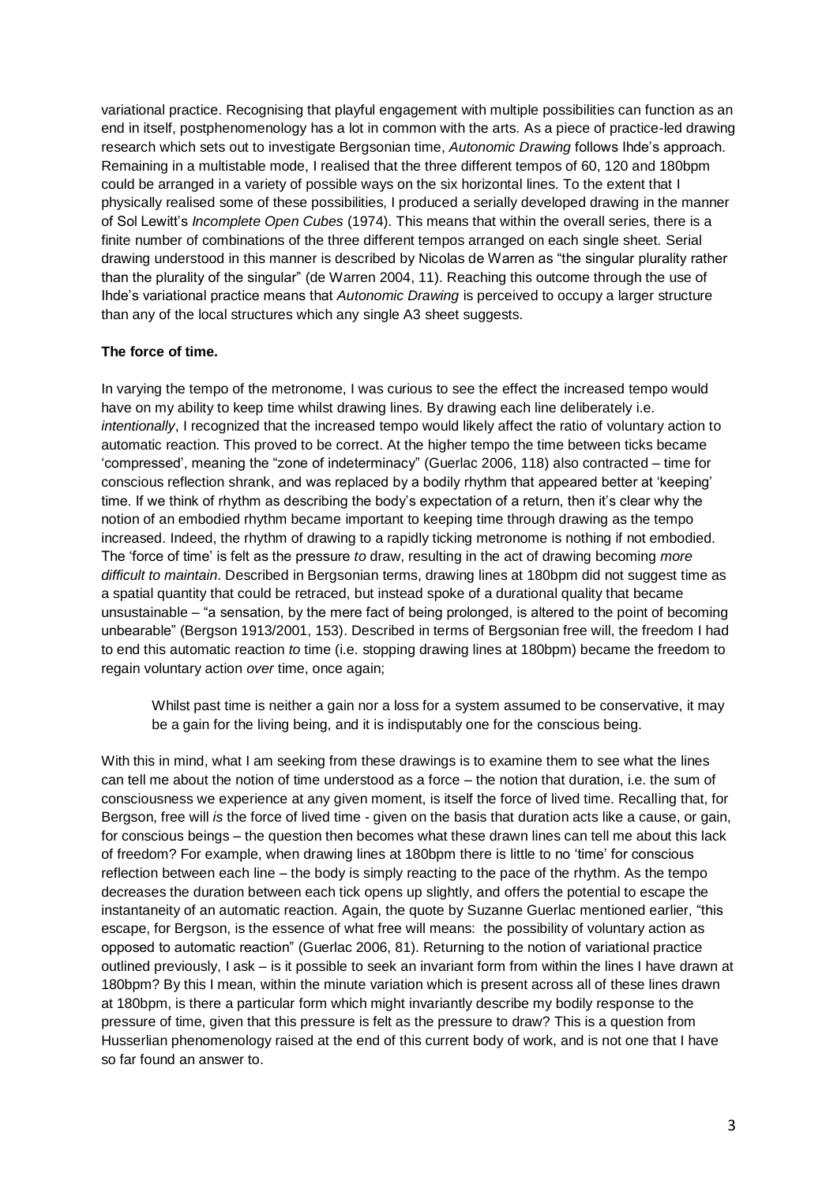variational practice. Recognising that playful engagement with multiple possibilities can function as an end in itself, postphenomenology has a lot in common with the arts. As a piece of practice-led drawing research which sets out to investigate Bergsonian time, *Autonomic Drawing* follows Ihde's approach. Remaining in a multistable mode, I realised that the three different tempos of 60, 120 and 180bpm could be arranged in a variety of possible ways on the six horizontal lines. To the extent that I physically realised some of these possibilities, I produced a serially developed drawing in the manner of Sol Lewitt's *Incomplete Open Cubes* (1974). This means that within the overall series, there is a finite number of combinations of the three different tempos arranged on each single sheet. Serial drawing understood in this manner is described by Nicolas de Warren as "the singular plurality rather than the plurality of the singular" (de Warren 2004, 11). Reaching this outcome through the use of Ihde's variational practice means that *Autonomic Drawing* is perceived to occupy a larger structure than any of the local structures which any single A3 sheet suggests.

**The force of time.**

In varying the tempo of the metronome, I was curious to see the effect the increased tempo would have on my ability to keep time whilst drawing lines. By drawing each line deliberately i.e. *intentionally*, I recognized that the increased tempo would likely affect the ratio of voluntary action to automatic reaction. This proved to be correct. At the higher tempo the time between ticks became 'compressed', meaning the "zone of indeterminacy" (Guerlac 2006, 118) also contracted – time for conscious reflection shrank, and was replaced by a bodily rhythm that appeared better at 'keeping' time. If we think of rhythm as describing the body's expectation of a return, then it's clear why the notion of an embodied rhythm became important to keeping time through drawing as the tempo increased. Indeed, the rhythm of drawing to a rapidly ticking metronome is nothing if not embodied. The 'force of time' is felt as the pressure *to* draw, resulting in the act of drawing becoming *more difficult to maintain*. Described in Bergsonian terms, drawing lines at 180bpm did not suggest time as a spatial quantity that could be retraced, but instead spoke of a durational quality that became unsustainable – "a sensation, by the mere fact of being prolonged, is altered to the point of becoming unbearable" (Bergson 1913/2001, 153). Described in terms of Bergsonian free will, the freedom I had to end this automatic reaction *to* time (i.e. stopping drawing lines at 180bpm) became the freedom to regain voluntary action *over* time, once again;

> Whilst past time is neither a gain nor a loss for a system assumed to be conservative, it may be a gain for the living being, and it is indisputably one for the conscious being.

With this in mind, what I am seeking from these drawings is to examine them to see what the lines can tell me about the notion of time understood as a force – the notion that duration, i.e. the sum of consciousness we experience at any given moment, is itself the force of lived time. Recalling that, for Bergson, free will *is* the force of lived time - given on the basis that duration acts like a cause, or gain, for conscious beings – the question then becomes what these drawn lines can tell me about this lack of freedom? For example, when drawing lines at 180bpm there is little to no 'time' for conscious reflection between each line – the body is simply reacting to the pace of the rhythm. As the tempo decreases the duration between each tick opens up slightly, and offers the potential to escape the instantaneity of an automatic reaction. Again, the quote by Suzanne Guerlac mentioned earlier, "this escape, for Bergson, is the essence of what free will means: the possibility of voluntary action as opposed to automatic reaction" (Guerlac 2006, 81). Returning to the notion of variational practice outlined previously, I ask – is it possible to seek an invariant form from within the lines I have drawn at 180bpm? By this I mean, within the minute variation which is present across all of these lines drawn at 180bpm, is there a particular form which might invariantly describe my bodily response to the pressure of time, given that this pressure is felt as the pressure to draw? This is a question from Husserlian phenomenology raised at the end of this current body of work, and is not one that I have so far found an answer to.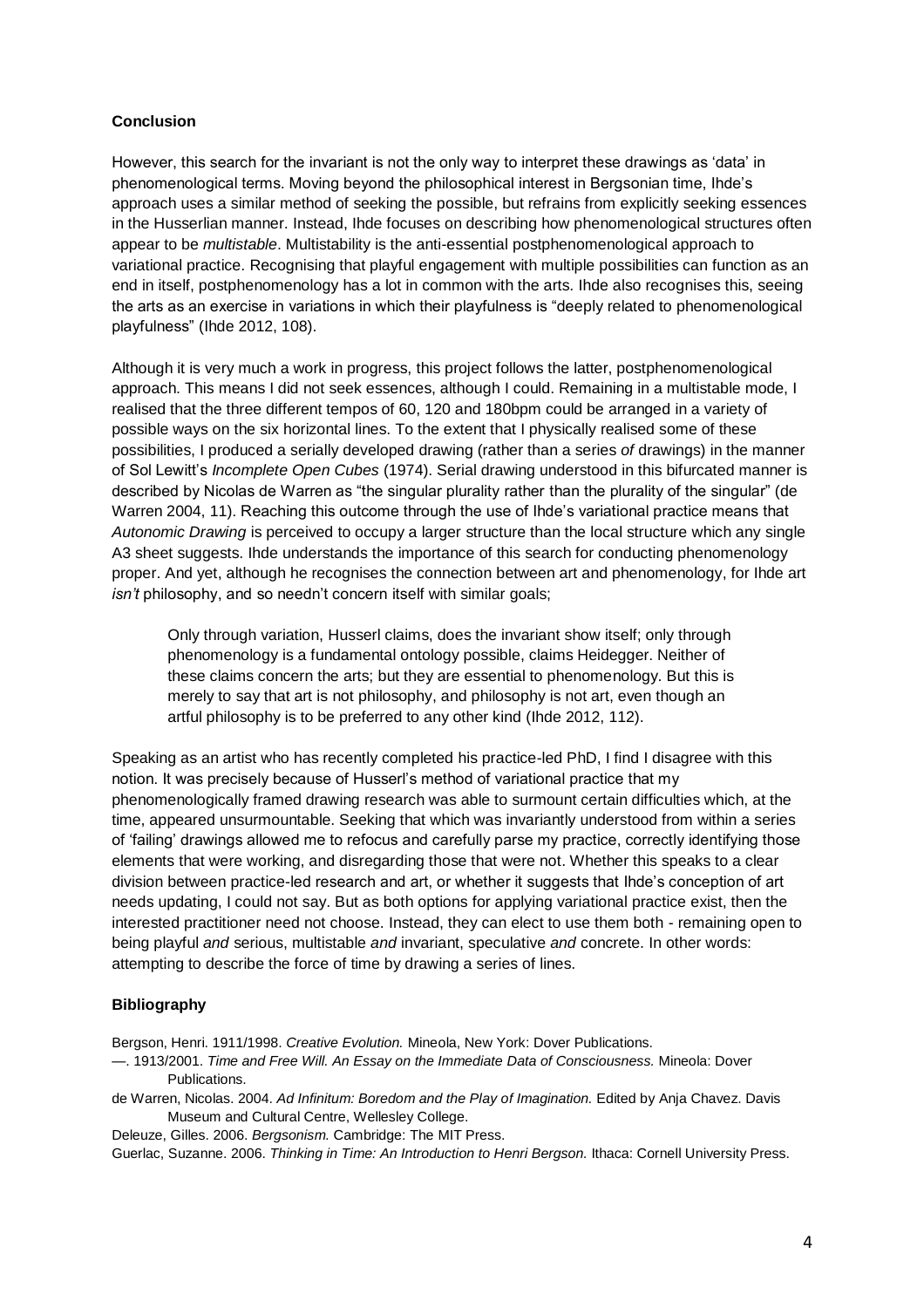**Conclusion**

However, this search for the invariant is not the only way to interpret these drawings as 'data' in phenomenological terms. Moving beyond the philosophical interest in Bergsonian time, Ihde's approach uses a similar method of seeking the possible, but refrains from explicitly seeking essences in the Husserlian manner. Instead, Ihde focuses on describing how phenomenological structures often appear to be *multistable*. Multistability is the anti-essential postphenomenological approach to variational practice. Recognising that playful engagement with multiple possibilities can function as an end in itself, postphenomenology has a lot in common with the arts. Ihde also recognises this, seeing the arts as an exercise in variations in which their playfulness is "deeply related to phenomenological playfulness" (Ihde 2012, 108).

Although it is very much a work in progress, this project follows the latter, postphenomenological approach. This means I did not seek essences, although I could. Remaining in a multistable mode, I realised that the three different tempos of 60, 120 and 180bpm could be arranged in a variety of possible ways on the six horizontal lines. To the extent that I physically realised some of these possibilities, I produced a serially developed drawing (rather than a series *of* drawings) in the manner of Sol Lewitt's *Incomplete Open Cubes* (1974). Serial drawing understood in this bifurcated manner is described by Nicolas de Warren as "the singular plurality rather than the plurality of the singular" (de Warren 2004, 11). Reaching this outcome through the use of Ihde's variational practice means that *Autonomic Drawing* is perceived to occupy a larger structure than the local structure which any single A3 sheet suggests. Ihde understands the importance of this search for conducting phenomenology proper. And yet, although he recognises the connection between art and phenomenology, for Ihde art *isn't* philosophy, and so needn't concern itself with similar goals;

> Only through variation, Husserl claims, does the invariant show itself; only through phenomenology is a fundamental ontology possible, claims Heidegger. Neither of these claims concern the arts; but they are essential to phenomenology. But this is merely to say that art is not philosophy, and philosophy is not art, even though an artful philosophy is to be preferred to any other kind (Ihde 2012, 112).

Speaking as an artist who has recently completed his practice-led PhD, I find I disagree with this notion. It was precisely because of Husserl's method of variational practice that my phenomenologically framed drawing research was able to surmount certain difficulties which, at the time, appeared unsurmountable. Seeking that which was invariantly understood from within a series of 'failing' drawings allowed me to refocus and carefully parse my practice, correctly identifying those elements that were working, and disregarding those that were not. Whether this speaks to a clear division between practice-led research and art, or whether it suggests that Ihde's conception of art needs updating, I could not say. But as both options for applying variational practice exist, then the interested practitioner need not choose. Instead, they can elect to use them both - remaining open to being playful *and* serious, multistable *and* invariant, speculative *and* concrete. In other words: attempting to describe the force of time by drawing a series of lines.

**Bibliography**

Bergson, Henri. 1911/1998. *Creative Evolution.* Mineola, New York: Dover Publications.

—. 1913/2001. *Time and Free Will. An Essay on the Immediate Data of Consciousness.* Mineola: Dover Publications.

de Warren, Nicolas. 2004. *Ad Infinitum: Boredom and the Play of Imagination.* Edited by Anja Chavez. Davis Museum and Cultural Centre, Wellesley College.

Deleuze, Gilles. 2006. *Bergsonism.* Cambridge: The MIT Press.

Guerlac, Suzanne. 2006. *Thinking in Time: An Introduction to Henri Bergson.* Ithaca: Cornell University Press.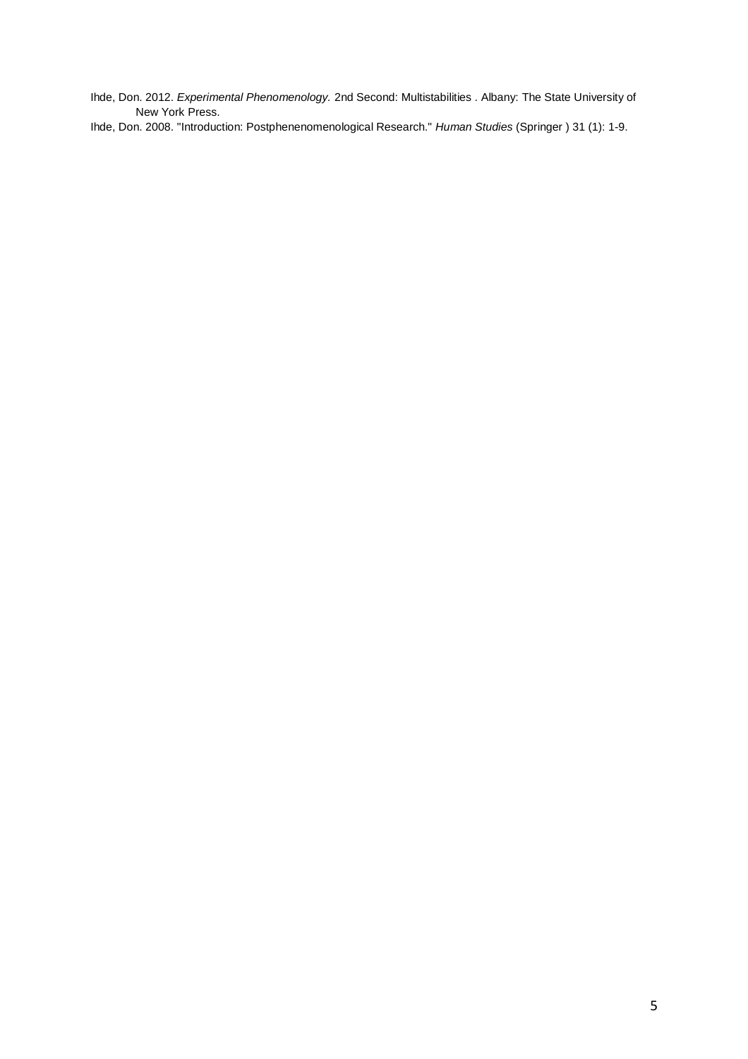Ihde, Don. 2012. *Experimental Phenomenology.* 2nd Second: Multistabilities . Albany: The State University of New York Press.

Ihde, Don. 2008. "Introduction: Postphenenomenological Research." *Human Studies* (Springer ) 31 (1): 1-9.